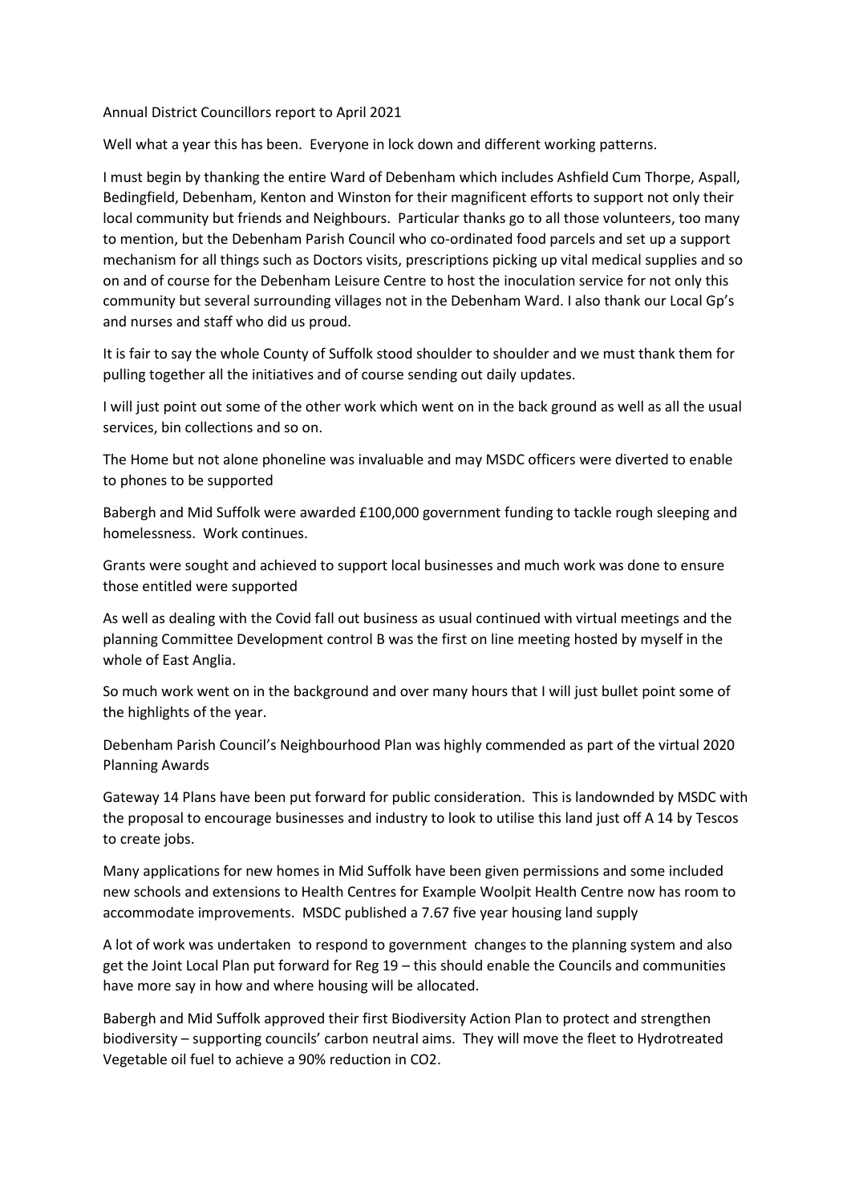Annual District Councillors report to April 2021

Well what a year this has been. Everyone in lock down and different working patterns.

I must begin by thanking the entire Ward of Debenham which includes Ashfield Cum Thorpe, Aspall, Bedingfield, Debenham, Kenton and Winston for their magnificent efforts to support not only their local community but friends and Neighbours. Particular thanks go to all those volunteers, too many to mention, but the Debenham Parish Council who co-ordinated food parcels and set up a support mechanism for all things such as Doctors visits, prescriptions picking up vital medical supplies and so on and of course for the Debenham Leisure Centre to host the inoculation service for not only this community but several surrounding villages not in the Debenham Ward. I also thank our Local Gp's and nurses and staff who did us proud.

It is fair to say the whole County of Suffolk stood shoulder to shoulder and we must thank them for pulling together all the initiatives and of course sending out daily updates.

I will just point out some of the other work which went on in the back ground as well as all the usual services, bin collections and so on.

The Home but not alone phoneline was invaluable and may MSDC officers were diverted to enable to phones to be supported

Babergh and Mid Suffolk were awarded £100,000 government funding to tackle rough sleeping and homelessness. Work continues.

Grants were sought and achieved to support local businesses and much work was done to ensure those entitled were supported

As well as dealing with the Covid fall out business as usual continued with virtual meetings and the planning Committee Development control B was the first on line meeting hosted by myself in the whole of East Anglia.

So much work went on in the background and over many hours that I will just bullet point some of the highlights of the year.

Debenham Parish Council's Neighbourhood Plan was highly commended as part of the virtual 2020 Planning Awards

Gateway 14 Plans have been put forward for public consideration. This is landownded by MSDC with the proposal to encourage businesses and industry to look to utilise this land just off A 14 by Tescos to create jobs.

Many applications for new homes in Mid Suffolk have been given permissions and some included new schools and extensions to Health Centres for Example Woolpit Health Centre now has room to accommodate improvements. MSDC published a 7.67 five year housing land supply

A lot of work was undertaken to respond to government changes to the planning system and also get the Joint Local Plan put forward for Reg 19 – this should enable the Councils and communities have more say in how and where housing will be allocated.

Babergh and Mid Suffolk approved their first Biodiversity Action Plan to protect and strengthen biodiversity – supporting councils' carbon neutral aims. They will move the fleet to Hydrotreated Vegetable oil fuel to achieve a 90% reduction in $CO_2$.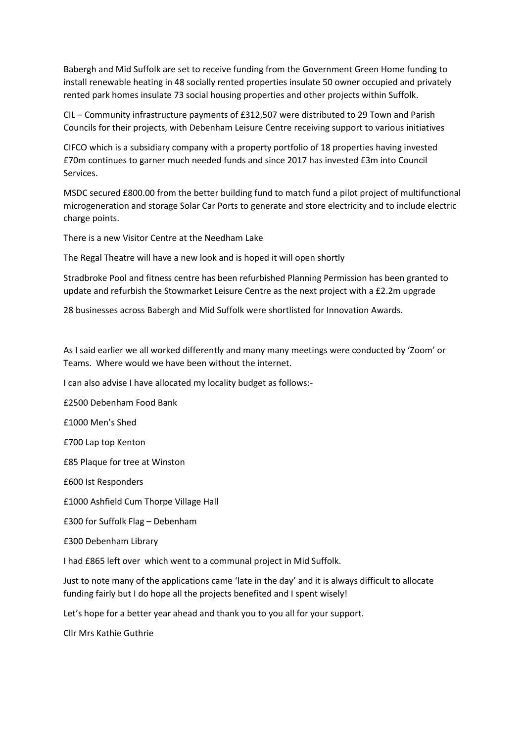Babergh and Mid Suffolk are set to receive funding from the Government Green Home funding to install renewable heating in 48 socially rented properties insulate 50 owner occupied and privately rented park homes insulate 73 social housing properties and other projects within Suffolk.

CIL – Community infrastructure payments of £312,507 were distributed to 29 Town and Parish Councils for their projects, with Debenham Leisure Centre receiving support to various initiatives

CIFCO which is a subsidiary company with a property portfolio of 18 properties having invested £70m continues to garner much needed funds and since 2017 has invested £3m into Council Services.

MSDC secured £800.00 from the better building fund to match fund a pilot project of multifunctional microgeneration and storage Solar Car Ports to generate and store electricity and to include electric charge points.

There is a new Visitor Centre at the Needham Lake

The Regal Theatre will have a new look and is hoped it will open shortly

Stradbroke Pool and fitness centre has been refurbished Planning Permission has been granted to update and refurbish the Stowmarket Leisure Centre as the next project with a £2.2m upgrade

28 businesses across Babergh and Mid Suffolk were shortlisted for Innovation Awards.

As I said earlier we all worked differently and many many meetings were conducted by 'Zoom' or Teams. Where would we have been without the internet.

I can also advise I have allocated my locality budget as follows:-

£2500 Debenham Food Bank

£1000 Men's Shed

£700 Lap top Kenton

£85 Plaque for tree at Winston

£600 Ist Responders

£1000 Ashfield Cum Thorpe Village Hall

£300 for Suffolk Flag – Debenham

£300 Debenham Library

I had £865 left over which went to a communal project in Mid Suffolk.

Just to note many of the applications came 'late in the day' and it is always difficult to allocate funding fairly but I do hope all the projects benefited and I spent wisely!

Let's hope for a better year ahead and thank you to you all for your support.

Cllr Mrs Kathie Guthrie